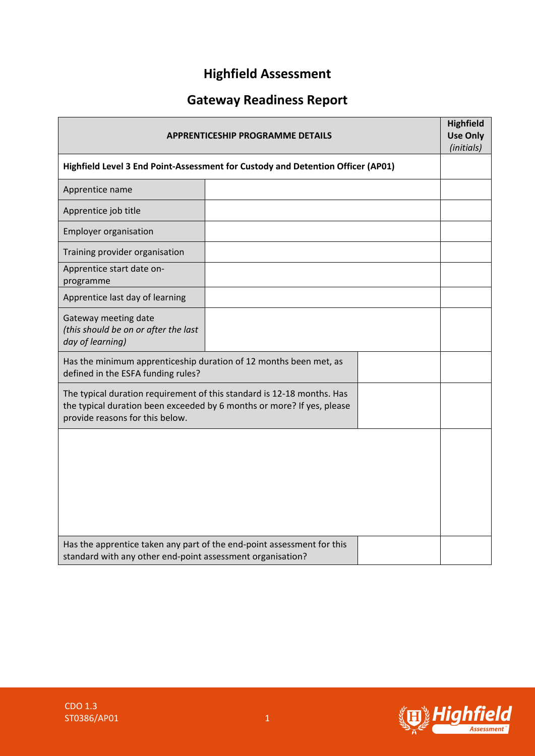# Highfield Assessment

## Gateway Readiness Report

| APPRENTICESHIP PROGRAMME DETAILS | | | **Highfield Use Only** *(initials)* |
|---|---|---|---|
| **Highfield Level 3 End Point-Assessment for Custody and Detention Officer (AP01)** | | | |
| Apprentice name | | | |
| Apprentice job title | | | |
| Employer organisation | | | |
| Training provider organisation | | | |
| Apprentice start date on-programme | | | |
| Apprentice last day of learning | | | |
| Gateway meeting date *(this should be on or after the last day of learning)* | | | |
| Has the minimum apprenticeship duration of 12 months been met, as defined in the ESFA funding rules? | | | |
| The typical duration requirement of this standard is 12-18 months. Has the typical duration been exceeded by 6 months or more? If yes, please provide reasons for this below. | | | |
| | | | |
| Has the apprentice taken any part of the end-point assessment for this standard with any other end-point assessment organisation? | | | |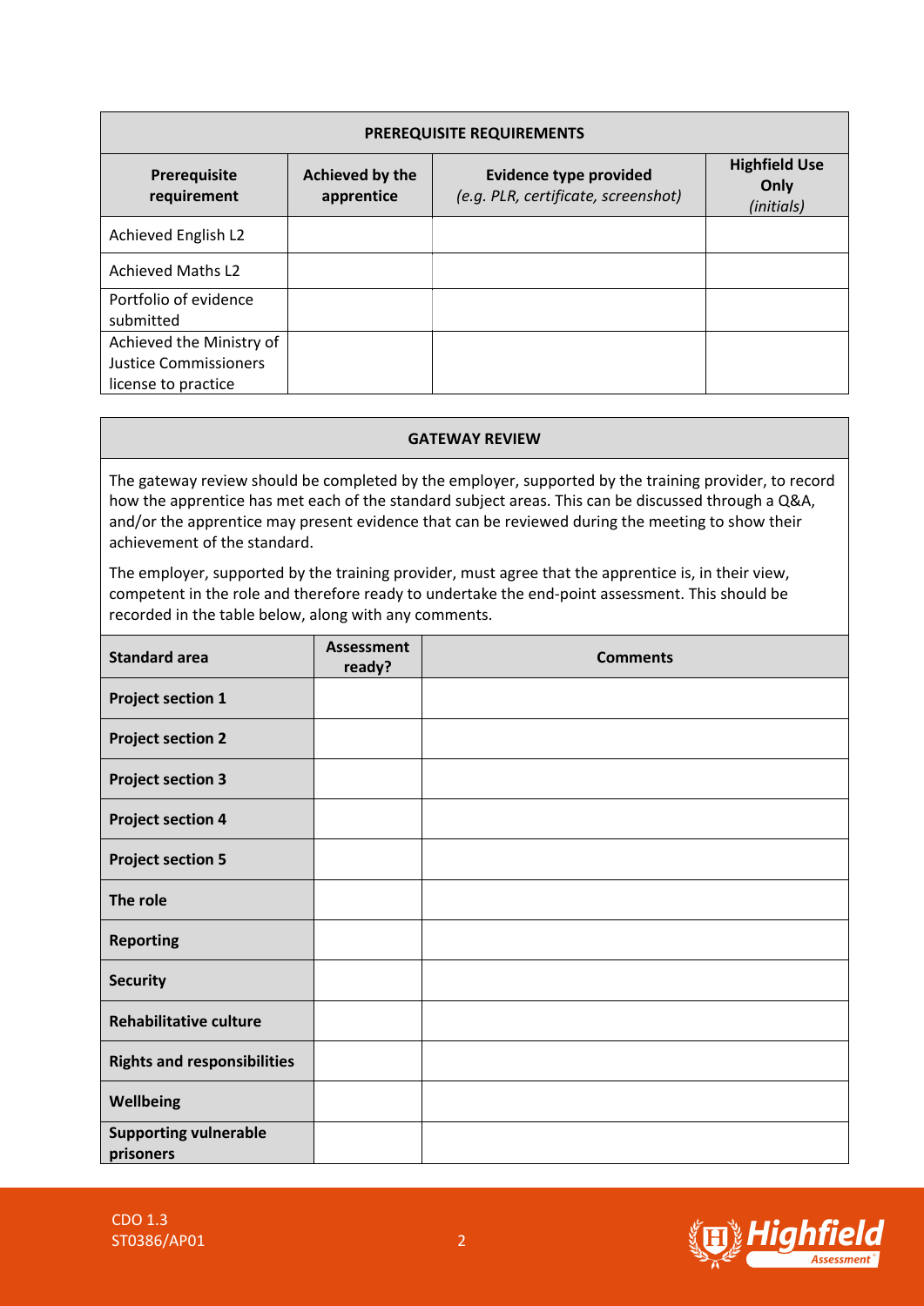| PREREQUISITE REQUIREMENTS | | | |
|---|---|---|---|
| **Prerequisite requirement** | **Achieved by the apprentice** | **Evidence type provided** *(e.g. PLR, certificate, screenshot)* | **Highfield Use Only** *(initials)* |
| Achieved English L2 | | | |
| Achieved Maths L2 | | | |
| Portfolio of evidence submitted | | | |
| Achieved the Ministry of Justice Commissioners license to practice | | | |

**GATEWAY REVIEW**

The gateway review should be completed by the employer, supported by the training provider, to record how the apprentice has met each of the standard subject areas. This can be discussed through a Q&A, and/or the apprentice may present evidence that can be reviewed during the meeting to show their achievement of the standard.

The employer, supported by the training provider, must agree that the apprentice is, in their view, competent in the role and therefore ready to undertake the end-point assessment. This should be recorded in the table below, along with any comments.

| Standard area | Assessment ready? | Comments |
|---|---|---|
| **Project section 1** | | |
| **Project section 2** | | |
| **Project section 3** | | |
| **Project section 4** | | |
| **Project section 5** | | |
| **The role** | | |
| **Reporting** | | |
| **Security** | | |
| **Rehabilitative culture** | | |
| **Rights and responsibilities** | | |
| **Wellbeing** | | |
| **Supporting vulnerable prisoners** | | |

CDO 1.3
ST0386/AP01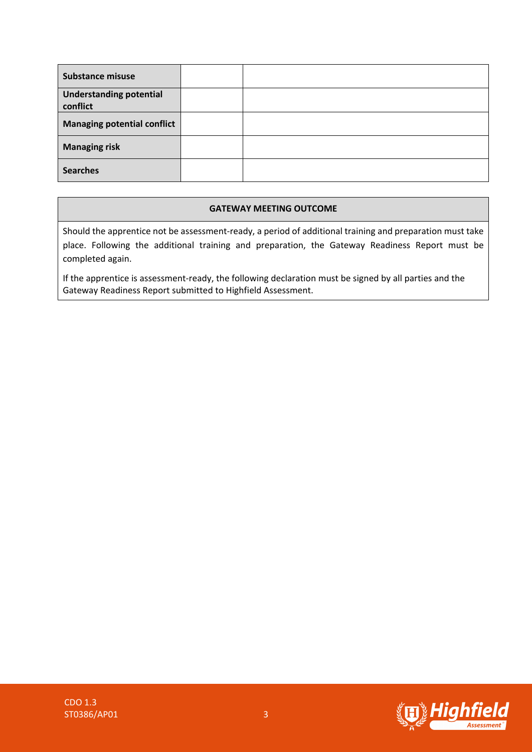| | | |
|---|---|---|
| **Substance misuse** | | |
| **Understanding potential conflict** | | |
| **Managing potential conflict** | | |
| **Managing risk** | | |
| **Searches** | | |

| **GATEWAY MEETING OUTCOME** |
|---|
| Should the apprentice not be assessment-ready, a period of additional training and preparation must take place. Following the additional training and preparation, the Gateway Readiness Report must be completed again.<br><br>If the apprentice is assessment-ready, the following declaration must be signed by all parties and the Gateway Readiness Report submitted to Highfield Assessment. |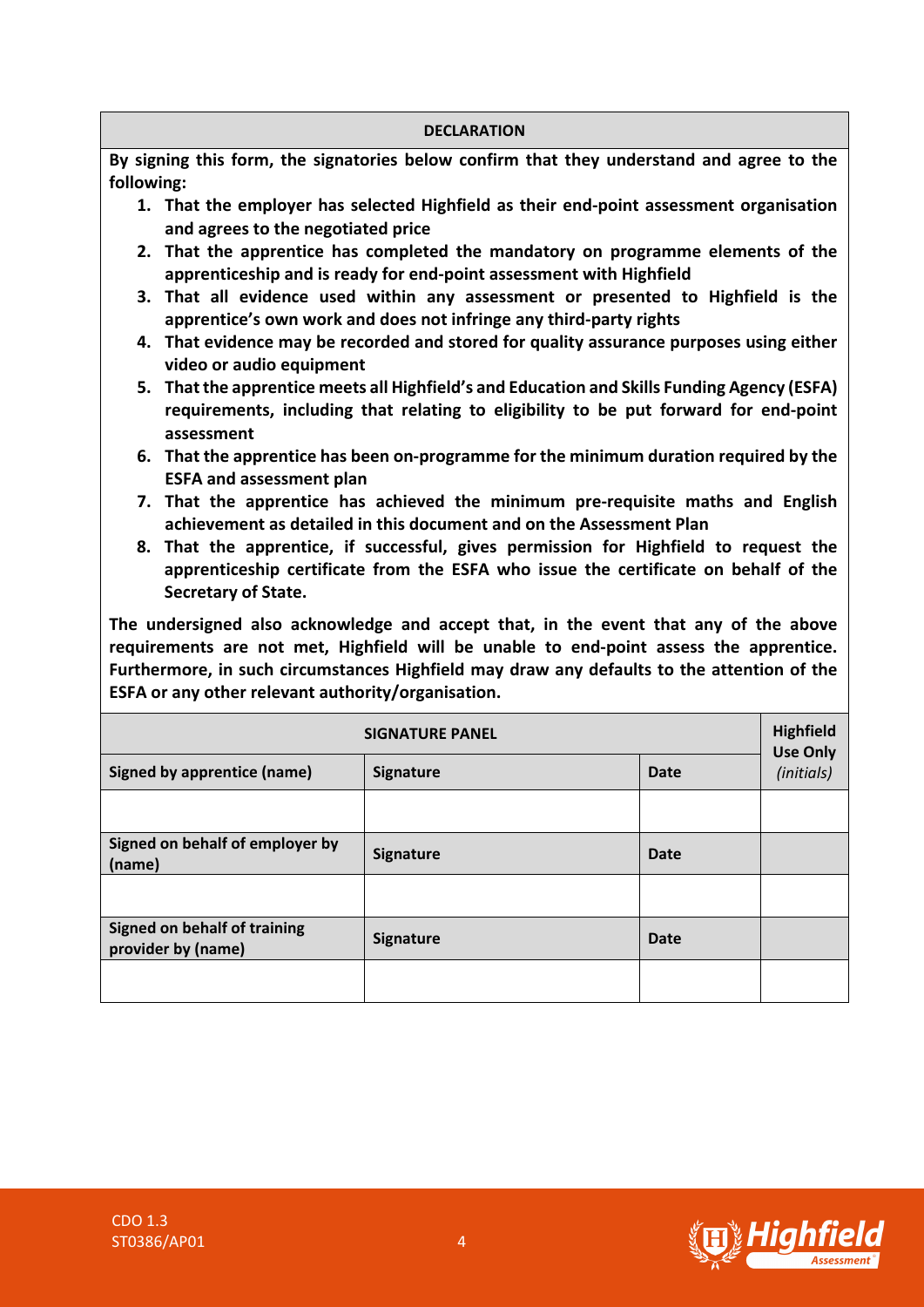| **DECLARATION** |
|---|

**By signing this form, the signatories below confirm that they understand and agree to the following:**

1. **That the employer has selected Highfield as their end-point assessment organisation and agrees to the negotiated price**
2. **That the apprentice has completed the mandatory on programme elements of the apprenticeship and is ready for end-point assessment with Highfield**
3. **That all evidence used within any assessment or presented to Highfield is the apprentice's own work and does not infringe any third-party rights**
4. **That evidence may be recorded and stored for quality assurance purposes using either video or audio equipment**
5. **That the apprentice meets all Highfield's and Education and Skills Funding Agency (ESFA) requirements, including that relating to eligibility to be put forward for end-point assessment**
6. **That the apprentice has been on-programme for the minimum duration required by the ESFA and assessment plan**
7. **That the apprentice has achieved the minimum pre-requisite maths and English achievement as detailed in this document and on the Assessment Plan**
8. **That the apprentice, if successful, gives permission for Highfield to request the apprenticeship certificate from the ESFA who issue the certificate on behalf of the Secretary of State.**

**The undersigned also acknowledge and accept that, in the event that any of the above requirements are not met, Highfield will be unable to end-point assess the apprentice. Furthermore, in such circumstances Highfield may draw any defaults to the attention of the ESFA or any other relevant authority/organisation.**

| **SIGNATURE PANEL** | | | **Highfield Use Only** *(initials)* |
|---|---|---|---|
| **Signed by apprentice (name)** | **Signature** | **Date** | |
| | | | |
| **Signed on behalf of employer by (name)** | **Signature** | **Date** | |
| | | | |
| **Signed on behalf of training provider by (name)** | **Signature** | **Date** | |
| | | | |

CDO 1.3
ST0386/AP01